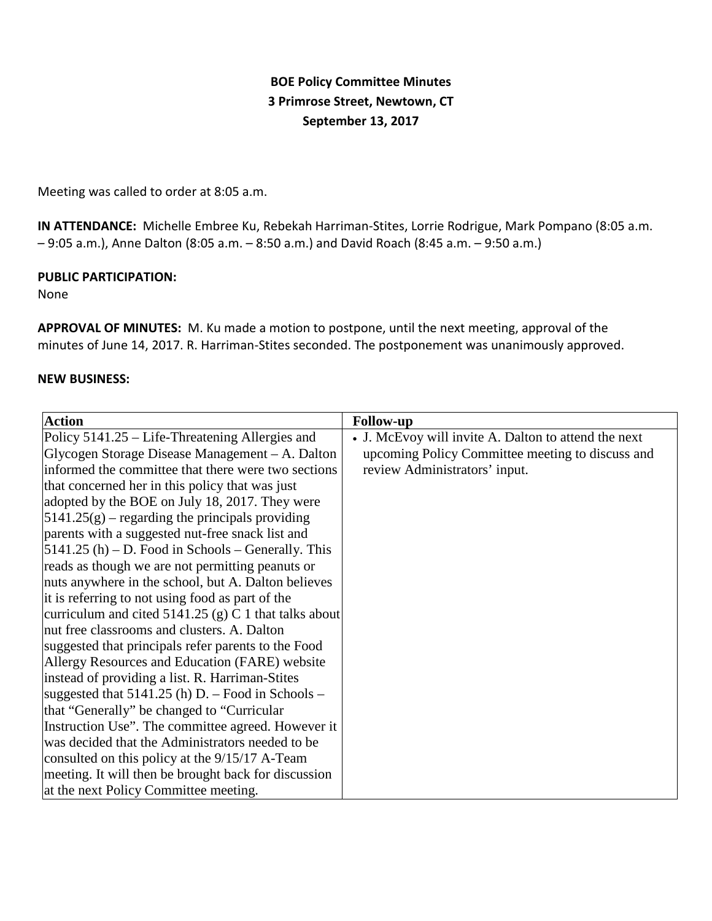**BOE Policy Committee Minutes**
**3 Primrose Street, Newtown, CT**
**September 13, 2017**

Meeting was called to order at 8:05 a.m.

**IN ATTENDANCE:** Michelle Embree Ku, Rebekah Harriman-Stites, Lorrie Rodrigue, Mark Pompano (8:05 a.m. – 9:05 a.m.), Anne Dalton (8:05 a.m. – 8:50 a.m.) and David Roach (8:45 a.m. – 9:50 a.m.)

**PUBLIC PARTICIPATION:**
None

**APPROVAL OF MINUTES:** M. Ku made a motion to postpone, until the next meeting, approval of the minutes of June 14, 2017. R. Harriman-Stites seconded. The postponement was unanimously approved.

**NEW BUSINESS:**

| Action | Follow-up |
|---|---|
| Policy 5141.25 – Life-Threatening Allergies and Glycogen Storage Disease Management – A. Dalton informed the committee that there were two sections that concerned her in this policy that was just adopted by the BOE on July 18, 2017. They were 5141.25(g) – regarding the principals providing parents with a suggested nut-free snack list and 5141.25 (h) – D. Food in Schools – Generally. This reads as though we are not permitting peanuts or nuts anywhere in the school, but A. Dalton believes it is referring to not using food as part of the curriculum and cited 5141.25 (g) C 1 that talks about nut free classrooms and clusters. A. Dalton suggested that principals refer parents to the Food Allergy Resources and Education (FARE) website instead of providing a list. R. Harriman-Stites suggested that 5141.25 (h) D. – Food in Schools – that "Generally" be changed to "Curricular Instruction Use". The committee agreed. However it was decided that the Administrators needed to be consulted on this policy at the 9/15/17 A-Team meeting. It will then be brought back for discussion at the next Policy Committee meeting. | • J. McEvoy will invite A. Dalton to attend the next upcoming Policy Committee meeting to discuss and review Administrators' input. |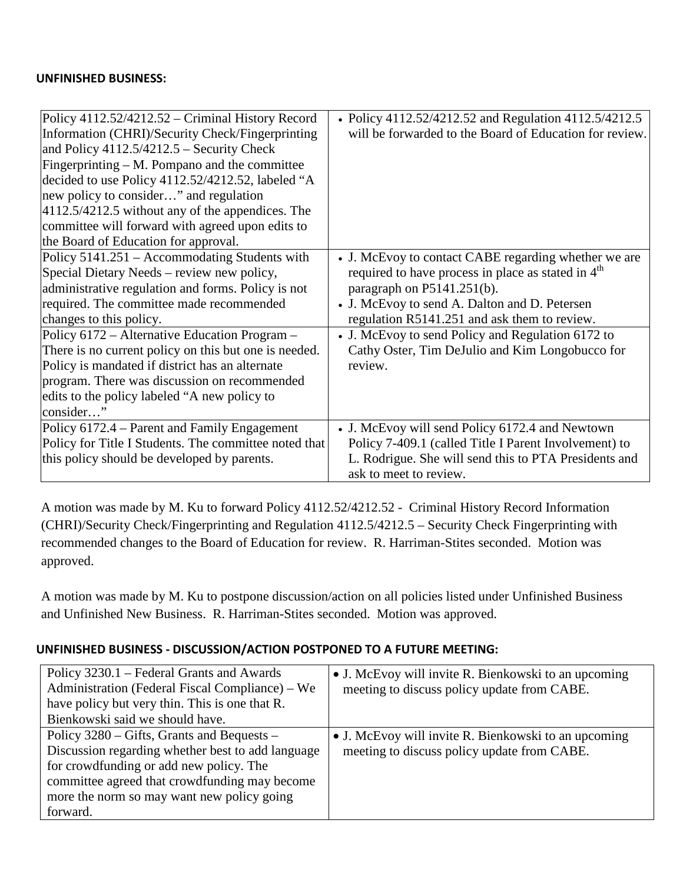**UNFINISHED BUSINESS:**

| | |
|---|---|
| Policy 4112.52/4212.52 – Criminal History Record Information (CHRI)/Security Check/Fingerprinting and Policy 4112.5/4212.5 – Security Check Fingerprinting – M. Pompano and the committee decided to use Policy 4112.52/4212.52, labeled "A new policy to consider…" and regulation 4112.5/4212.5 without any of the appendices. The committee will forward with agreed upon edits to the Board of Education for approval. | • Policy 4112.52/4212.52 and Regulation 4112.5/4212.5 will be forwarded to the Board of Education for review. |
| Policy 5141.251 – Accommodating Students with Special Dietary Needs – review new policy, administrative regulation and forms. Policy is not required. The committee made recommended changes to this policy. | • J. McEvoy to contact CABE regarding whether we are required to have process in place as stated in 4th paragraph on P5141.251(b).<br>• J. McEvoy to send A. Dalton and D. Petersen regulation R5141.251 and ask them to review. |
| Policy 6172 – Alternative Education Program – There is no current policy on this but one is needed. Policy is mandated if district has an alternate program. There was discussion on recommended edits to the policy labeled "A new policy to consider…" | • J. McEvoy to send Policy and Regulation 6172 to Cathy Oster, Tim DeJulio and Kim Longobucco for review. |
| Policy 6172.4 – Parent and Family Engagement Policy for Title I Students. The committee noted that this policy should be developed by parents. | • J. McEvoy will send Policy 6172.4 and Newtown Policy 7-409.1 (called Title I Parent Involvement) to L. Rodrigue. She will send this to PTA Presidents and ask to meet to review. |

A motion was made by M. Ku to forward Policy 4112.52/4212.52 - Criminal History Record Information (CHRI)/Security Check/Fingerprinting and Regulation 4112.5/4212.5 – Security Check Fingerprinting with recommended changes to the Board of Education for review. R. Harriman-Stites seconded. Motion was approved.

A motion was made by M. Ku to postpone discussion/action on all policies listed under Unfinished Business and Unfinished New Business. R. Harriman-Stites seconded. Motion was approved.

**UNFINISHED BUSINESS - DISCUSSION/ACTION POSTPONED TO A FUTURE MEETING:**

| | |
|---|---|
| Policy 3230.1 – Federal Grants and Awards Administration (Federal Fiscal Compliance) – We have policy but very thin. This is one that R. Bienkowski said we should have. | • J. McEvoy will invite R. Bienkowski to an upcoming meeting to discuss policy update from CABE. |
| Policy 3280 – Gifts, Grants and Bequests – Discussion regarding whether best to add language for crowdfunding or add new policy. The committee agreed that crowdfunding may become more the norm so may want new policy going forward. | • J. McEvoy will invite R. Bienkowski to an upcoming meeting to discuss policy update from CABE. |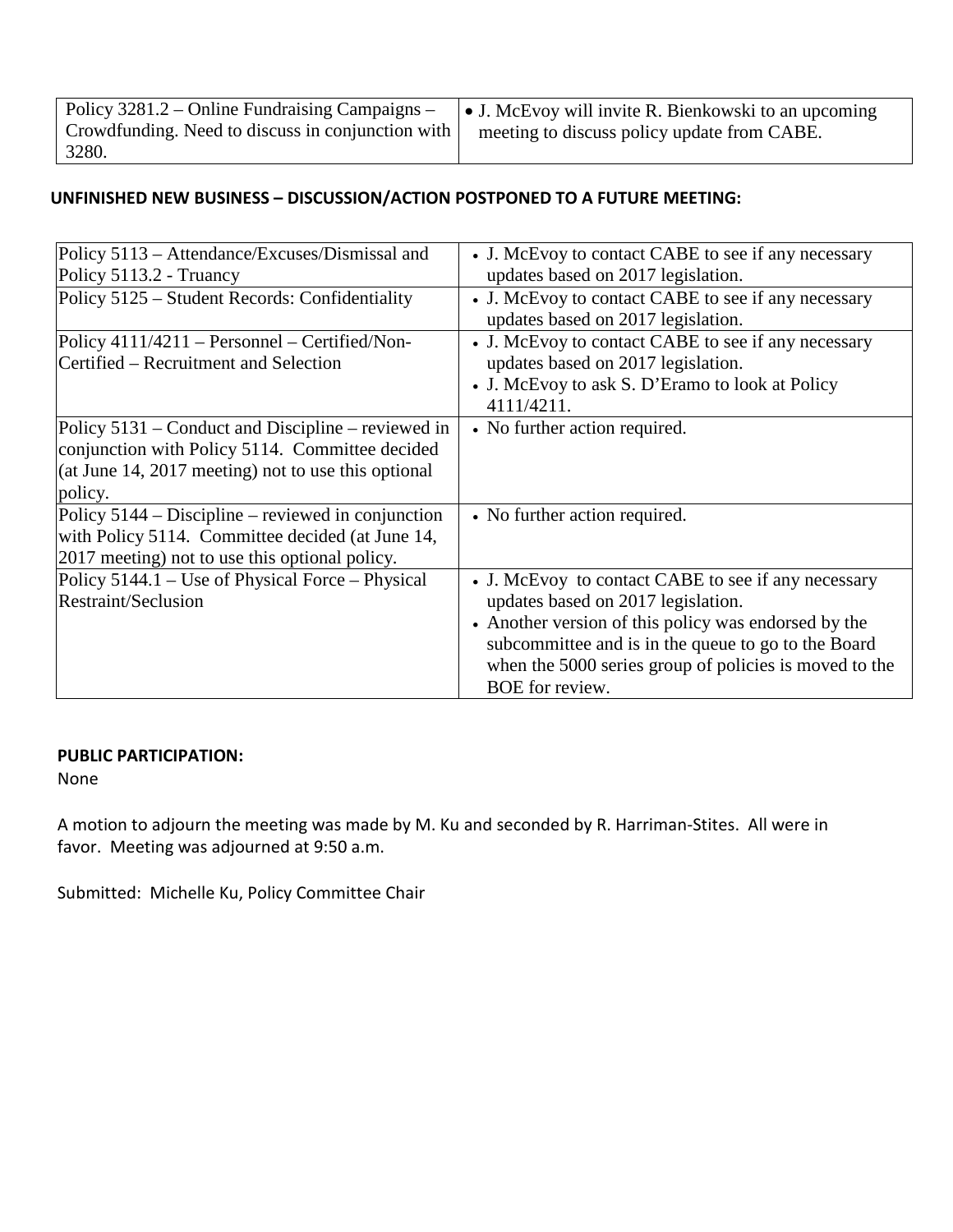| | |
|---|---|
| Policy 3281.2 – Online Fundraising Campaigns – Crowdfunding. Need to discuss in conjunction with 3280. | • J. McEvoy will invite R. Bienkowski to an upcoming meeting to discuss policy update from CABE. |

**UNFINISHED NEW BUSINESS – DISCUSSION/ACTION POSTPONED TO A FUTURE MEETING:**

| | |
|---|---|
| Policy 5113 – Attendance/Excuses/Dismissal and Policy 5113.2 - Truancy | • J. McEvoy to contact CABE to see if any necessary updates based on 2017 legislation. |
| Policy 5125 – Student Records: Confidentiality | • J. McEvoy to contact CABE to see if any necessary updates based on 2017 legislation. |
| Policy 4111/4211 – Personnel – Certified/Non-Certified – Recruitment and Selection | • J. McEvoy to contact CABE to see if any necessary updates based on 2017 legislation.<br>• J. McEvoy to ask S. D'Eramo to look at Policy 4111/4211. |
| Policy 5131 – Conduct and Discipline – reviewed in conjunction with Policy 5114. Committee decided (at June 14, 2017 meeting) not to use this optional policy. | • No further action required. |
| Policy 5144 – Discipline – reviewed in conjunction with Policy 5114. Committee decided (at June 14, 2017 meeting) not to use this optional policy. | • No further action required. |
| Policy 5144.1 – Use of Physical Force – Physical Restraint/Seclusion | • J. McEvoy to contact CABE to see if any necessary updates based on 2017 legislation.<br>• Another version of this policy was endorsed by the subcommittee and is in the queue to go to the Board when the 5000 series group of policies is moved to the BOE for review. |

**PUBLIC PARTICIPATION:**

None

A motion to adjourn the meeting was made by M. Ku and seconded by R. Harriman-Stites. All were in favor. Meeting was adjourned at 9:50 a.m.

Submitted: Michelle Ku, Policy Committee Chair